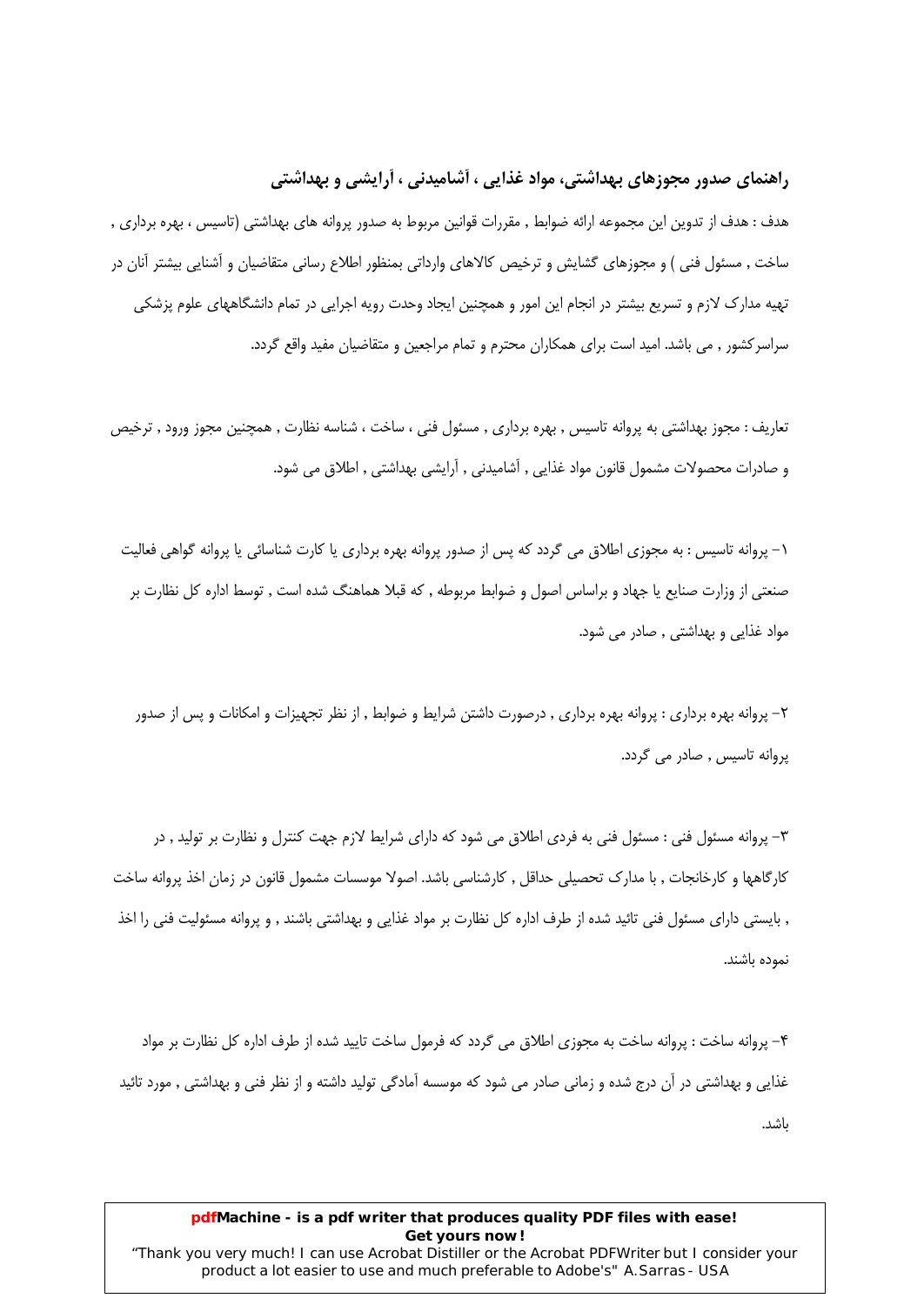## راهنمای صدور مجوزهای بهداشتی، مواد غذایی ، آشامیدنی ، آرایشی و بهداشتی

هدف : هدف از تدوین این مجموعه ارائه ضوابط , مقررات قوانین مربوط به صدور پروانه های بهداشتی (تاسیس ، بهره برداری , ساخت , مسئول فنی ) و مجوزهای گشایش و ترخیص کالاهای وارداتی بمنظور اطلاع رسانی متقاضیان و آشنایی بیشتر آنان در تهیه مدارک لازم و تسریع بیشتر در انجام این امور و همچنین ایجاد وحدت رویه اجرایی در تمام دانشگاههای علوم پزشکی سراسرکشور , می باشد. امید است برای همکاران محترم و تمام مراجعین و متقاضیان مفید واقع گردد.

تعاریف : مجوز بهداشتی به پروانه تاسیس , بهره برداری , مسئول فنی ، ساخت ، شناسه نظارت , همچنین مجوز ورود , ترخیص و صادرات محصولات مشمول قانون مواد غذایی , آشامیدنی , آرایشی بهداشتی , اطلاق می شود.

۱- پروانه تاسیس : به مجوزی اطلاق می گردد که پس از صدور پروانه بهره برداری یا کارت شناسائی یا پروانه گواهی فعالیت صنعتی از وزارت صنایع یا جهاد و براساس اصول و ضوابط مربوطه , که قبلا هماهنگ شده است , توسط اداره کل نظارت بر مواد غذایی و بهداشتی , صادر می شود.

۲- پروانه بهره برداری : پروانه بهره برداری , درصورت داشتن شرایط و ضوابط , از نظر تجهیزات و امکانات و پس از صدور پروانه تاسیس , صادر می گردد.

۳- پروانه مسئول فنی : مسئول فنی به فردی اطلاق می شود که دارای شرایط لازم جهت کنترل و نظارت بر تولید , در کارگاهها و کارخانجات , با مدارک تحصیلی حداقل , کارشناسی باشد. اصولا موسسات مشمول قانون در زمان اخذ پروانه ساخت , بایستی دارای مسئول فنی تائید شده از طرف اداره کل نظارت بر مواد غذایی و بهداشتی باشند , و پروانه مسئولیت فنی را اخذ نموده باشند.

۴- پروانه ساخت : پروانه ساخت به مجوزی اطلاق می گردد که فرمول ساخت تایید شده از طرف اداره کل نظارت بر مواد غذایی و بهداشتی در آن درج شده و زمانی صادر می شود که موسسه آمادگی تولید داشته و از نظر فنی و بهداشتی , مورد تائید باشد.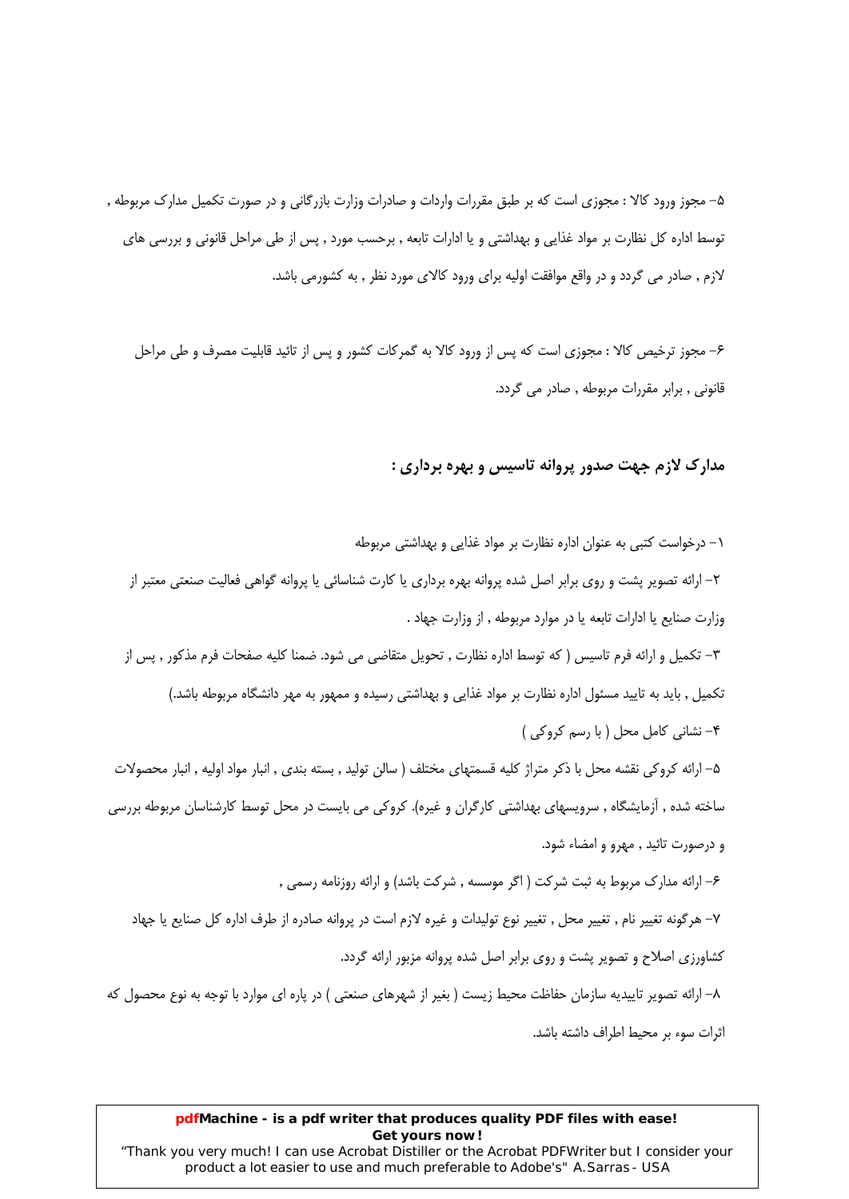۵- مجوز ورود کالا : مجوزی است که بر طبق مقررات واردات و صادرات وزارت بازرگانی و در صورت تکمیل مدارک مربوطه , توسط اداره کل نظارت بر مواد غذایی و بهداشتی و یا ادارات تابعه , برحسب مورد , پس از طی مراحل قانونی و بررسی های لازم , صادر می گردد و در واقع موافقت اولیه برای ورود کالای مورد نظر , به کشورمی باشد.

۶- مجوز ترخیص کالا : مجوزی است که پس از ورود کالا به گمرکات کشور و پس از تائید قابلیت مصرف و طی مراحل قانونی , برابر مقررات مربوطه , صادر می گردد.

## مدارک لازم جهت صدور پروانه تاسیس و بهره برداری :

۱- درخواست کتبی به عنوان اداره نظارت بر مواد غذایی و بهداشتی مربوطه

۲- ارائه تصویر پشت و روی برابر اصل شده پروانه بهره برداری یا کارت شناسائی یا پروانه گواهی فعالیت صنعتی معتبر از وزارت صنایع یا ادارات تابعه یا در موارد مربوطه , از وزارت جهاد .

۳- تکمیل و ارائه فرم تاسیس ( که توسط اداره نظارت , تحویل متقاضی می شود. ضمنا کلیه صفحات فرم مذکور , پس از تکمیل , باید به تایید مسئول اداره نظارت بر مواد غذایی و بهداشتی رسیده و ممهور به مهر دانشگاه مربوطه باشد.)

۴- نشانی کامل محل ( با رسم کروکی )

۵- ارائه کروکی نقشه محل با ذکر متراژ کلیه قسمتهای مختلف ( سالن تولید , بسته بندی , انبار مواد اولیه , انبار محصولات ساخته شده , آزمایشگاه , سرویسهای بهداشتی کارگران و غیره). کروکی می بایست در محل توسط کارشناسان مربوطه بررسی و درصورت تائید , مهرو و امضاء شود.

۶- ارائه مدارک مربوط به ثبت شرکت ( اگر موسسه , شرکت باشد) و ارائه روزنامه رسمی ,

۷- هرگونه تغییر نام , تغییر محل , تغییر نوع تولیدات و غیره لازم است در پروانه صادره از طرف اداره کل صنایع یا جهاد کشاورزی اصلاح و تصویر پشت و روی برابر اصل شده پروانه مزبور ارائه گردد.

۸- ارائه تصویر تاییدیه سازمان حفاظت محیط زیست ( بغیر از شهرهای صنعتی ) در پاره ای موارد با توجه به نوع محصول که اثرات سوء بر محیط اطراف داشته باشد.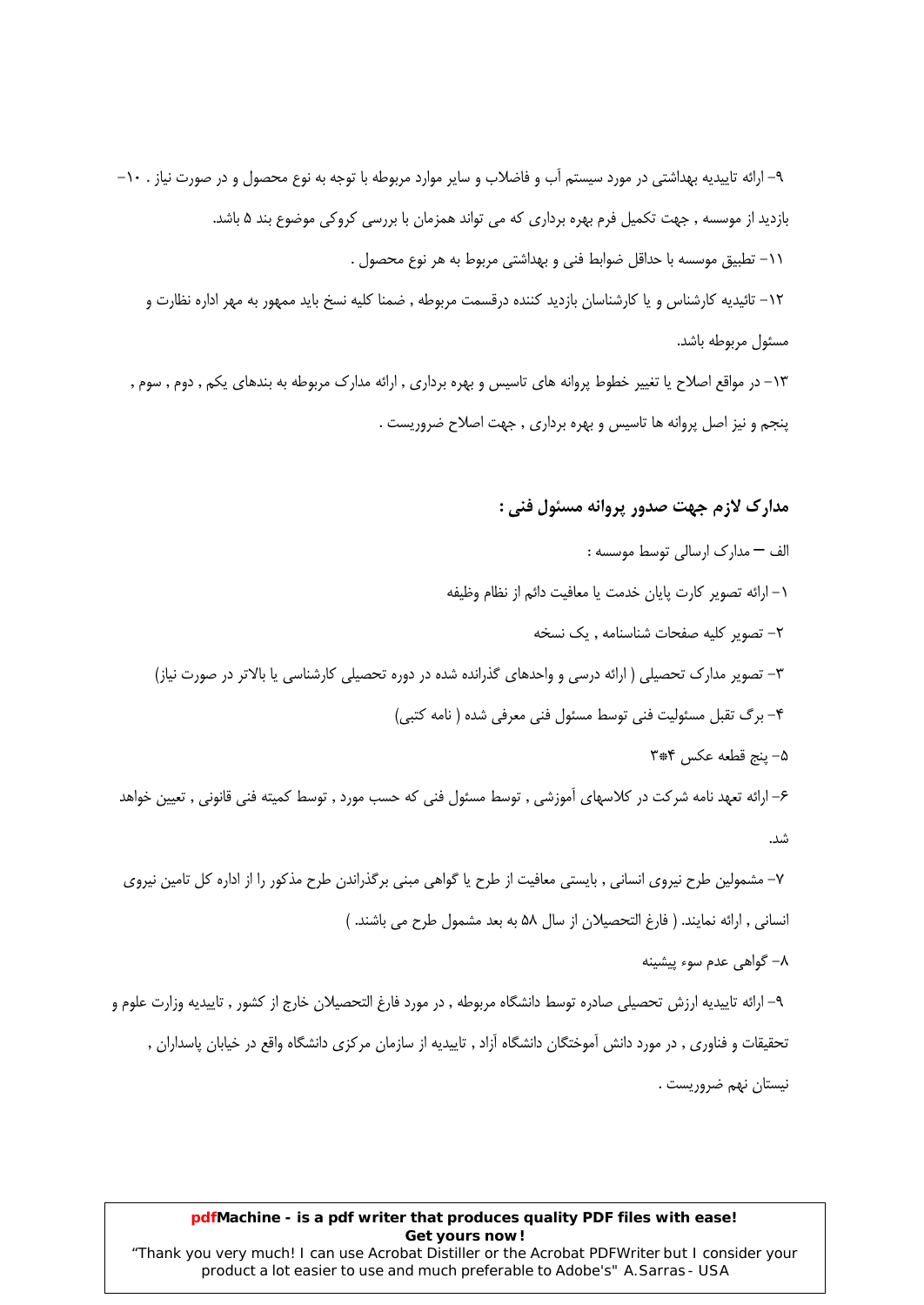۹- ارائه تاییدیه بهداشتی در مورد سیستم آب و فاضلاب و سایر موارد مربوطه با توجه به نوع محصول و در صورت نیاز . ۱۰- بازدید از موسسه , جهت تکمیل فرم بهره برداری که می تواند همزمان با بررسی کروکی موضوع بند ۵ باشد.

۱۱- تطبیق موسسه با حداقل ضوابط فنی و بهداشتی مربوط به هر نوع محصول .

۱۲- تائیدیه کارشناس و یا کارشناسان بازدید کننده درقسمت مربوطه , ضمنا کلیه نسخ باید ممهور به مهر اداره نظارت و مسئول مربوطه باشد.

۱۳- در مواقع اصلاح یا تغییر خطوط پروانه های تاسیس و بهره برداری , ارائه مدارک مربوطه به بندهای یکم , دوم , سوم , پنجم و نیز اصل پروانه ها تاسیس و بهره برداری , جهت اصلاح ضروریست .

## مدارک لازم جهت صدور پروانه مسئول فنی :

الف – مدارک ارسالی توسط موسسه :

۱- ارائه تصویر کارت پایان خدمت یا معافیت دائم از نظام وظیفه

۲- تصویر کلیه صفحات شناسنامه , یک نسخه

۳- تصویر مدارک تحصیلی ( ارائه درسی و واحدهای گذرانده شده در دوره تحصیلی کارشناسی یا بالاتر در صورت نیاز)

۴- برگ تقبل مسئولیت فنی توسط مسئول فنی معرفی شده ( نامه کتبی)

۵- پنج قطعه عکس ۴*۳

۶- ارائه تعهد نامه شرکت در کلاسهای آموزشی , توسط مسئول فنی که حسب مورد , توسط کمیته فنی قانونی , تعیین خواهد شد.

۷- مشمولین طرح نیروی انسانی , بایستی معافیت از طرح یا گواهی مبنی برگذراندن طرح مذکور را از اداره کل تامین نیروی انسانی , ارائه نمایند. ( فارغ التحصیلان از سال ۵۸ به بعد مشمول طرح می باشند. )

۸- گواهی عدم سوء پیشینه

۹- ارائه تاییدیه ارزش تحصیلی صادره توسط دانشگاه مربوطه , در مورد فارغ التحصیلان خارج از کشور , تاییدیه وزارت علوم و تحقیقات و فناوری , در مورد دانش آموختگان دانشگاه آزاد , تاییدیه از سازمان مرکزی دانشگاه واقع در خیابان پاسداران , نیستان نهم ضروریست .

**pdfMachine - is a pdf writer that produces quality PDF files with ease!**
**Get yours now!**
"Thank you very much! I can use Acrobat Distiller or the Acrobat PDFWriter but I consider your product a lot easier to use and much preferable to Adobe's" A.Sarras - USA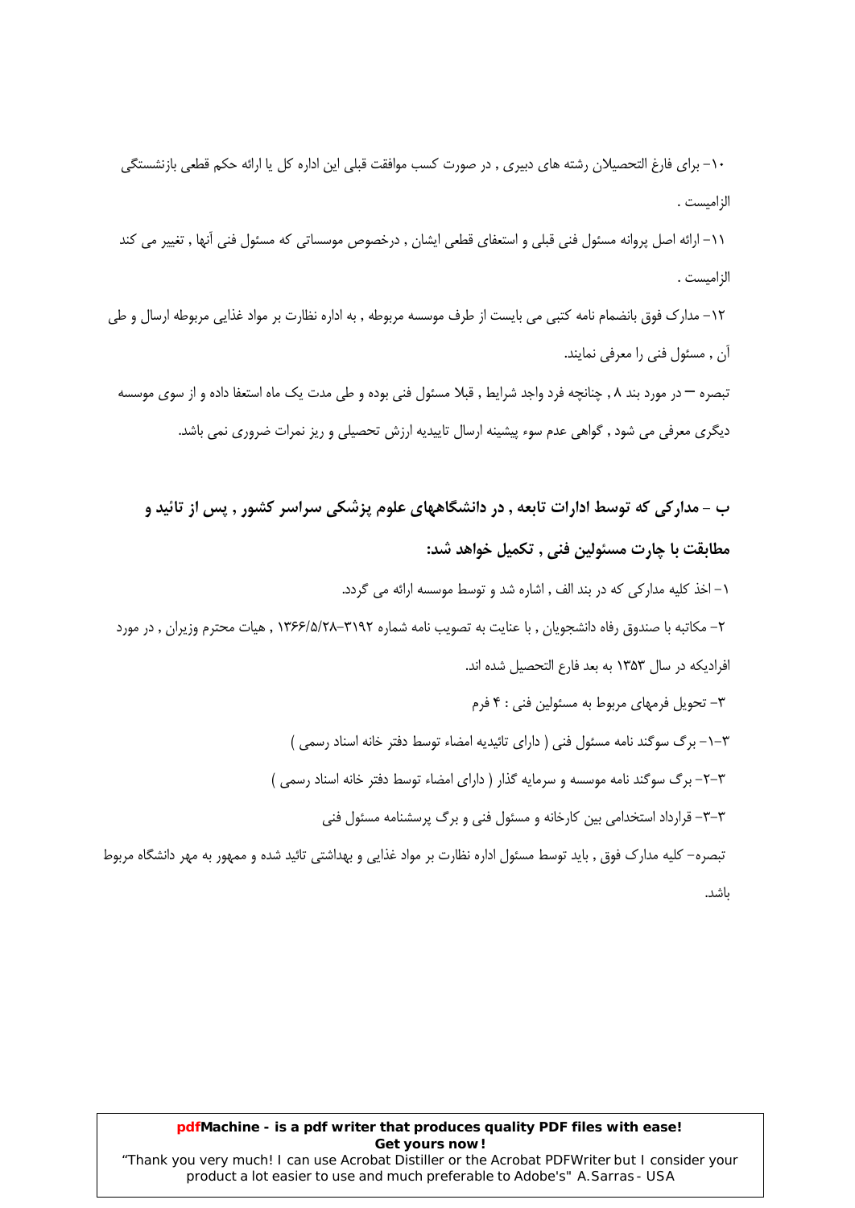۱۰- برای فارغ التحصیلان رشته های دبیری , در صورت کسب موافقت قبلی این اداره کل یا ارائه حکم قطعی بازنشستگی الزامیست .

۱۱- ارائه اصل پروانه مسئول فنی قبلی و استعفای قطعی ایشان , درخصوص موسساتی که مسئول فنی آنها , تغییر می کند الزامیست .

۱۲- مدارک فوق بانضمام نامه کتبی می بایست از طرف موسسه مربوطه , به اداره نظارت بر مواد غذایی مربوطه ارسال و طی آن , مسئول فنی را معرفی نمایند.

تبصره – در مورد بند ۸ , چنانچه فرد واجد شرایط , قبلا مسئول فنی بوده و طی مدت یک ماه استعفا داده و از سوی موسسه دیگری معرفی می شود , گواهی عدم سوء پیشینه ارسال تاییدیه ارزش تحصیلی و ریز نمرات ضروری نمی باشد.

## ب - مدارکی که توسط ادارات تابعه , در دانشگاههای علوم پزشکی سراسر کشور , پس از تائید و مطابقت با چارت مسئولین فنی , تکمیل خواهد شد:

۱- اخذ کلیه مدارکی که در بند الف , اشاره شد و توسط موسسه ارائه می گردد.

۲- مکاتبه با صندوق رفاه دانشجویان , با عنایت به تصویب نامه شماره ۳۱۹۲-۱۳۶۶/۵/۲۸ , هیات محترم وزیران , در مورد افرادیکه در سال ۱۳۵۳ به بعد فارغ التحصیل شده اند.

۳- تحویل فرمهای مربوط به مسئولین فنی : ۴ فرم

۳-۱- برگ سوگند نامه مسئول فنی ( دارای تائیدیه امضاء توسط دفتر خانه اسناد رسمی )

۳-۲- برگ سوگند نامه موسسه و سرمایه گذار ( دارای امضاء توسط دفتر خانه اسناد رسمی )

۳-۳- قرارداد استخدامی بین کارخانه و مسئول فنی و برگ پرسشنامه مسئول فنی

تبصره- کلیه مدارک فوق , باید توسط مسئول اداره نظارت بر مواد غذایی و بهداشتی تائید شده و ممهور به مهر دانشگاه مربوط باشد.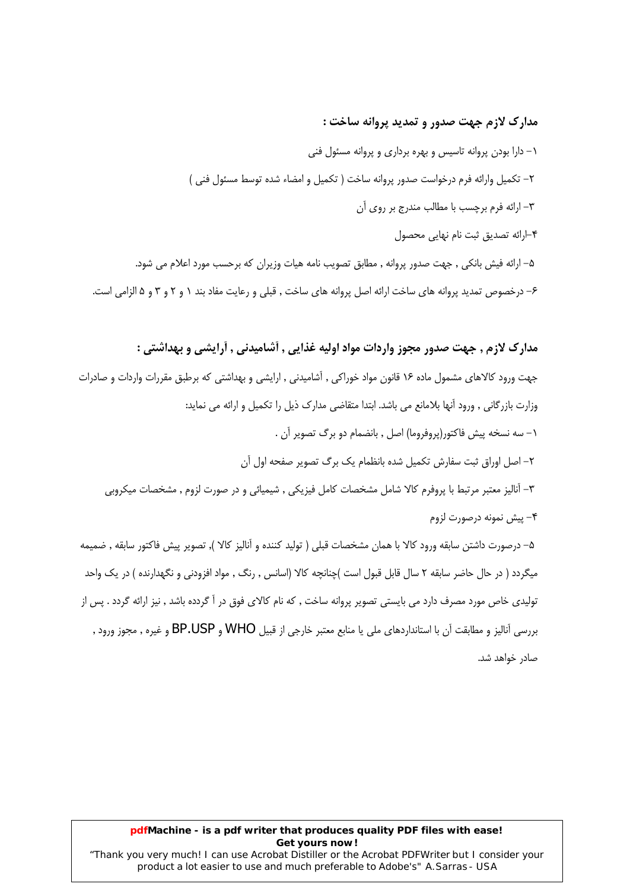## مدارک لازم جهت صدور و تمدید پروانه ساخت :

۱- دارا بودن پروانه تاسیس و بهره برداری و پروانه مسئول فنی

۲- تکمیل وارائه فرم درخواست صدور پروانه ساخت ( تکمیل و امضاء شده توسط مسئول فنی )

۳- ارائه فرم برچسب با مطالب مندرج بر روی آن

۴-ارائه تصدیق ثبت نام نهایی محصول

۵- ارائه فیش بانکی , جهت صدور پروانه , مطابق تصویب نامه هیات وزیران که برحسب مورد اعلام می شود.

۶- درخصوص تمدید پروانه های ساخت ارائه اصل پروانه های ساخت , قبلی و رعایت مفاد بند ۱ و ۲ و ۳ و ۵ الزامی است.

## مدارک لازم , جهت صدور مجوز واردات مواد اولیه غذایی , آشامیدنی , آرایشی و بهداشتی :

جهت ورود کالاهای مشمول ماده ۱۶ قانون مواد خوراکی , آشامیدنی , ارایشی و بهداشتی که برطبق مقررات واردات و صادرات وزارت بازرگانی , ورود آنها بلامانع می باشد. ابتدا متقاضی مدارک ذیل را تکمیل و ارائه می نماید:

۱- سه نسخه پیش فاکتور(پروفروما) اصل , بانضمام دو برگ تصویر آن .

۲- اصل اوراق ثبت سفارش تکمیل شده بانظمام یک برگ تصویر صفحه اول آن

۳- آنالیز معتبر مرتبط با پروفرم کالا شامل مشخصات کامل فیزیکی , شیمیائی و در صورت لزوم , مشخصات میکروبی

۴- پیش نمونه درصورت لزوم

۵- درصورت داشتن سابقه ورود کالا با همان مشخصات قبلی ( تولید کننده و آنالیز کالا ), تصویر پیش فاکتور سابقه , ضمیمه میگردد ( در حال حاضر سابقه ۲ سال قابل قبول است )چنانچه کالا (اسانس , رنگ , مواد افزودنی و نگهدارنده ) در یک واحد تولیدی خاص مورد مصرف دارد می بایستی تصویر پروانه ساخت , که نام کالای فوق در آ گردده باشد , نیز ارائه گردد . پس از بررسی آنالیز و مطابقت آن با استانداردهای ملی یا منابع معتبر خارجی از قبیل WHO و BP.USP و غیره , مجوز ورود , صادر خواهد شد.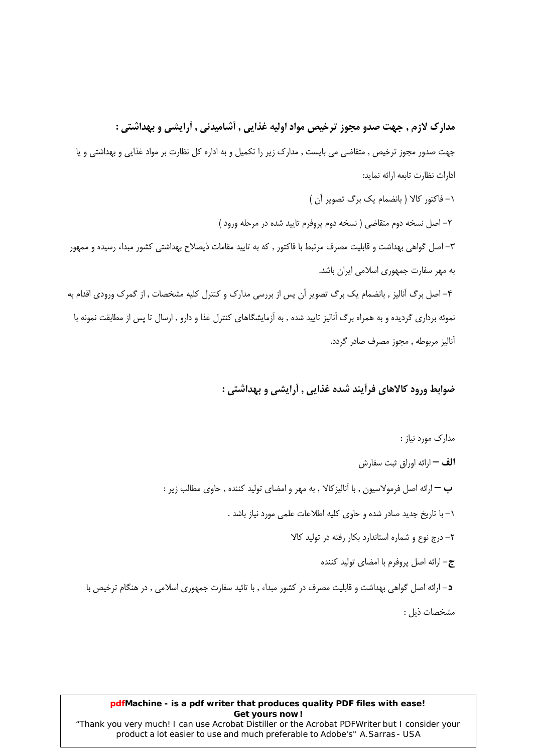## مدارک لازم , جهت صدو مجوز ترخیص مواد اولیه غذایی , آشامیدنی , آرایشی و بهداشتی :

جهت صدور مجوز ترخیص , متقاضی می بایست , مدارک زیر را تکمیل و به اداره کل نظارت بر مواد غذایی و بهداشتی و یا ادارات نظارت تابعه ارائه نماید:

۱- فاکتور کالا ( بانضمام یک برگ تصویر آن )

۲- اصل نسخه دوم متقاضی ( نسخه دوم پروفرم تایید شده در مرحله ورود )

۳- اصل گواهی بهداشت و قابلیت مصرف مرتبط با فاکتور , که به تایید مقامات ذیصلاح بهداشتی کشور مبداء رسیده و ممهور به مهر سفارت جمهوری اسلامی ایران باشد.

۴- اصل برگ آنالیز , بانضمام یک برگ تصویر آن پس از بررسی مدارک و کنترل کلیه مشخصات , از گمرک ورودی اقدام به نموئه برداری گردیده و به همراه برگ آنالیز تایید شده , به آزمایشگاهای کنترل غذا و دارو , ارسال تا پس از مطابقت نمونه با آنالیز مربوطه , مجوز مصرف صادر گردد.

## ضوابط ورود کالاهای فرآیند شده غذایی , آرایشی و بهداشتی :

مدارک مورد نیاز :

**الف** – ارائه اوراق ثبت سفارش

**ب** – ارائه اصل فرمولاسیون , با آنالیزکالا , به مهر و امضای تولید کننده , حاوی مطالب زیر :

۱- با تاریخ جدید صادر شده و حاوی کلیه اطلاعات علمی مورد نیاز باشد .

۲- درج نوع و شماره استاندارد بکار رفته در تولید کالا

**ج**- ارائه اصل پروفرم با امضای تولید کننده

**د**- ارائه اصل گواهی بهداشت و قابلیت مصرف در کشور مبداء , با تائید سفارت جمهوری اسلامی , در هنگام ترخیص با مشخصات ذیل :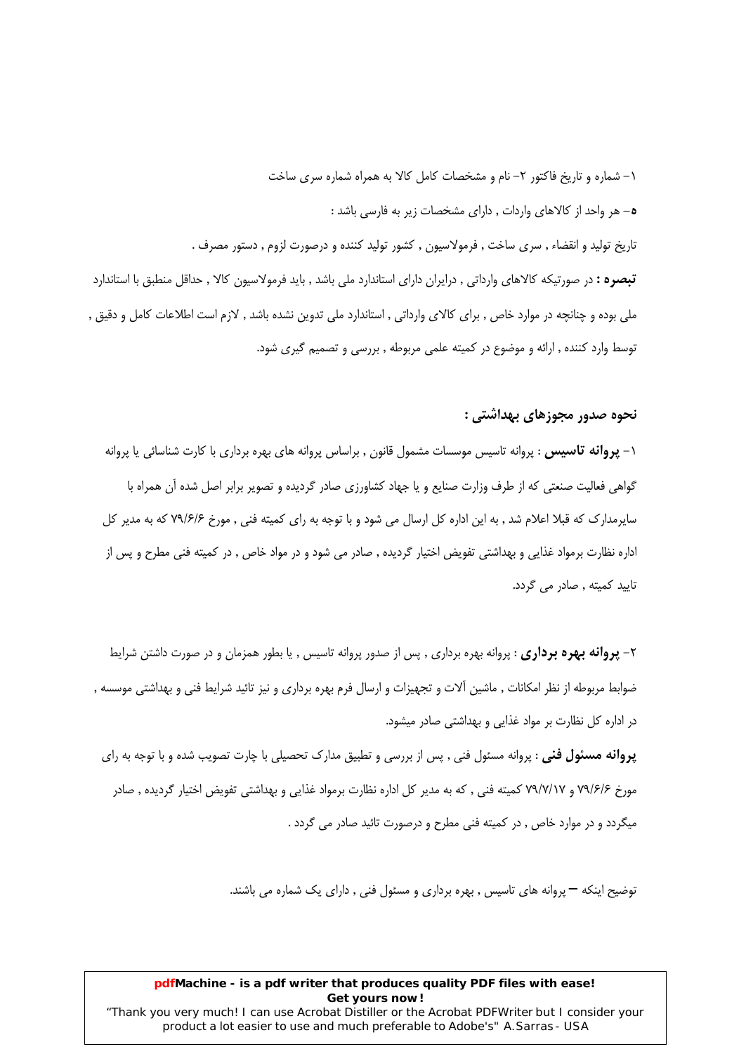۱- شماره و تاریخ فاکتور ۲- نام و مشخصات کامل کالا به همراه شماره سری ساخت

**۵**- هر واحد از کالاهای واردات , دارای مشخصات زیر به فارسی باشد :

تاریخ تولید و انقضاء , سری ساخت , فرمولاسیون , کشور تولید کننده و درصورت لزوم , دستور مصرف .

**تبصره :** در صورتیکه کالاهای وارداتی , درایران دارای استاندارد ملی باشد , باید فرمولاسیون کالا , حداقل منطبق با استاندارد ملی بوده و چنانچه در موارد خاص , برای کالای وارداتی , استاندارد ملی تدوین نشده باشد , لازم است اطلاعات کامل و دقیق , توسط وارد کننده , ارائه و موضوع در کمیته علمی مربوطه , بررسی و تصمیم گیری شود.

## نحوه صدور مجوزهای بهداشتی :

۱- **پروانه تاسیس** : پروانه تاسیس موسسات مشمول قانون , براساس پروانه های بهره برداری با کارت شناسائی یا پروانه گواهی فعالیت صنعتی که از طرف وزارت صنایع و یا جهاد کشاورزی صادر گردیده و تصویر برابر اصل شده آن همراه با سایرمدارک که قبلا اعلام شد , به این اداره کل ارسال می شود و با توجه به رای کمیته فنی , مورخ ۷۹/۶/۶ که به مدیر کل اداره نظارت برمواد غذایی و بهداشتی تفویض اختیار گردیده , صادر می شود و در مواد خاص , در کمیته فنی مطرح و پس از تایید کمیته , صادر می گردد.

۲- **پروانه بهره برداری** : پروانه بهره برداری , پس از صدور پروانه تاسیس , یا بطور همزمان و در صورت داشتن شرایط ضوابط مربوطه از نظر امکانات , ماشین آلات و تجهیزات و ارسال فرم بهره برداری و نیز تائید شرایط فنی و بهداشتی موسسه , در اداره کل نظارت بر مواد غذایی و بهداشتی صادر میشود.

**پروانه مسئول فنی** : پروانه مسئول فنی , پس از بررسی و تطبیق مدارک تحصیلی با چارت تصویب شده و با توجه به رای مورخ ۷۹/۶/۶ و ۷۹/۷/۱۷ کمیته فنی , که به مدیر کل اداره نظارت برمواد غذایی و بهداشتی تفویض اختیار گردیده , صادر میگردد و در موارد خاص , در کمیته فنی مطرح و درصورت تائید صادر می گردد .

توضیح اینکه – پروانه های تاسیس , بهره برداری و مسئول فنی , دارای یک شماره می باشند.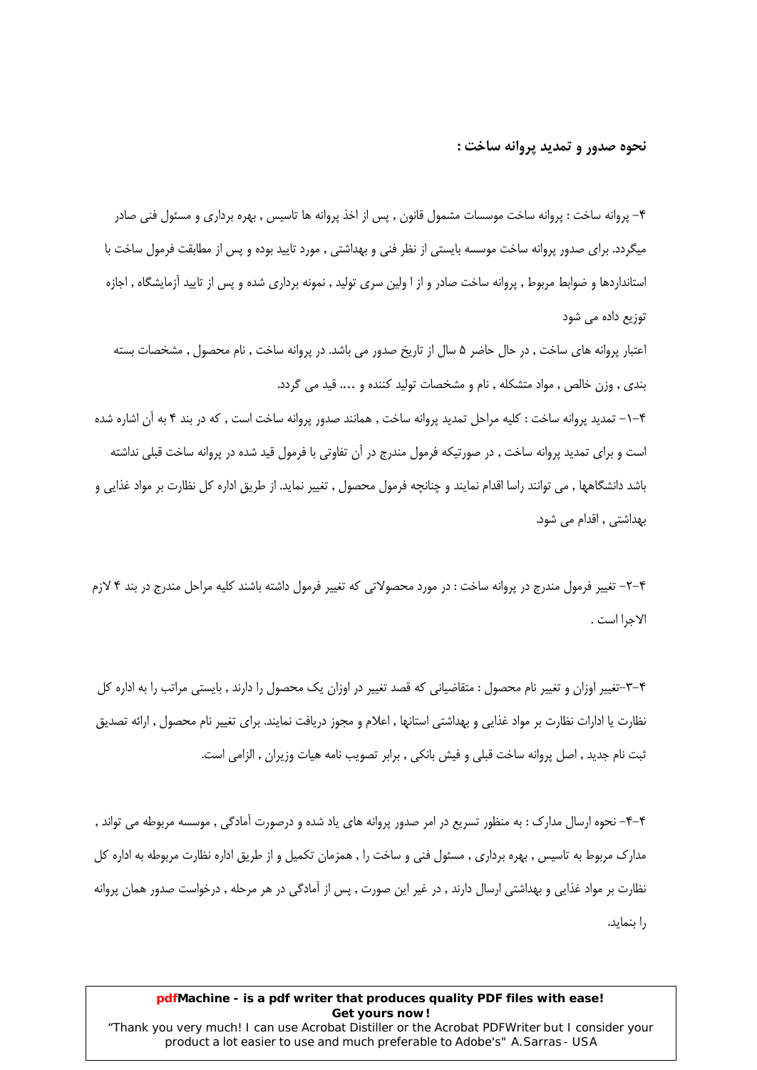## نحوه صدور و تمدید پروانه ساخت :

۴- پروانه ساخت : پروانه ساخت موسسات مشمول قانون , پس از اخذ پروانه ها تاسیس , بهره برداری و مسئول فنی صادر میگردد. برای صدور پروانه ساخت موسسه بایستی از نظر فنی و بهداشتی , مورد تایید بوده و پس از مطابقت فرمول ساخت با استانداردها و ضوابط مربوط , پروانه ساخت صادر و از ا ولین سری تولید , نمونه برداری شده و پس از تایید آزمایشگاه , اجازه توزیع داده می شود

اعتبار پروانه های ساخت , در حال حاضر ۵ سال از تاریخ صدور می باشد. در پروانه ساخت , نام محصول , مشخصات بسته بندی , وزن خالص , مواد متشکله , نام و مشخصات تولید کننده و .... قید می گردد.

۴-۱- تمدید پروانه ساخت : کلیه مراحل تمدید پروانه ساخت , همانند صدور پروانه ساخت است , که در بند ۴ به آن اشاره شده است و برای تمدید پروانه ساخت , در صورتیکه فرمول مندرج در آن تفاوتی با فرمول قید شده در پروانه ساخت قبلی نداشته باشد دانشگاهها , می توانند راسا اقدام نمایند و چنانچه فرمول محصول , تغییر نماید. از طریق اداره کل نظارت بر مواد غذایی و بهداشتی , اقدام می شود.

۴-۲- تغییر فرمول مندرج در پروانه ساخت : در مورد محصولاتی که تغییر فرمول داشته باشند کلیه مراحل مندرج در بند ۴ لازم الاجرا است .

۴-۳-تغییر اوزان و تغییر نام محصول : متقاضیانی که قصد تغییر در اوزان یک محصول را دارند , بایستی مراتب را به اداره کل نظارت یا ادارات نظارت بر مواد غذایی و بهداشتی استانها , اعلام و مجوز دریافت نمایند. برای تغییر نام محصول , ارائه تصدیق ثبت نام جدید , اصل پروانه ساخت قبلی و فیش بانکی , برابر تصویب نامه هیات وزیران , الزامی است.

۴-۴- نحوه ارسال مدارک : به منظور تسریع در امر صدور پروانه های یاد شده و درصورت آمادگی , موسسه مربوطه می تواند , مدارک مربوط به تاسیس , بهره برداری , مسئول فنی و ساخت را , همزمان تکمیل و از طریق اداره نظارت مربوطه به اداره کل نظارت بر مواد غذایی و بهداشتی ارسال دارند , در غیر این صورت , پس از آمادگی در هر مرحله , درخواست صدور همان پروانه را بنماید.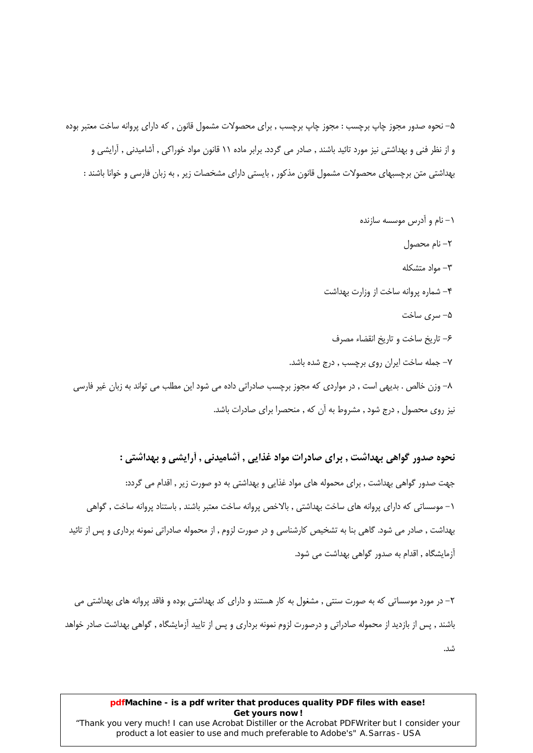۵– نحوه صدور مجوز چاپ برچسب : مجوز چاپ برچسب , برای محصولات مشمول قانون , که دارای پروانه ساخت معتبر بوده و از نظر فنی و بهداشتی نیز مورد تائید باشند , صادر می گردد. برابر ماده ۱۱ قانون مواد خوراکی , آشامیدنی , آرایشی و بهداشتی متن برچسبهای محصولات مشمول قانون مذکور , بایستی دارای مشخصات زیر , به زبان فارسی و خوانا باشند :

۱– نام و آدرس موسسه سازنده

۲– نام محصول

۳– مواد متشکله

۴– شماره پروانه ساخت از وزارت بهداشت

۵– سری ساخت

۶– تاریخ ساخت و تاریخ انقضاء مصرف

۷– جمله ساخت ایران روی برچسب , درج شده باشد.

۸– وزن خالص . بدیهی است , در مواردی که مجوز برچسب صادراتی داده می شود این مطلب می تواند به زبان غیر فارسی نیز روی محصول , درج شود , مشروط به آن که , منحصرا برای صادرات باشد.

**نحوه صدور گواهی بهداشت , برای صادرات مواد غذایی , آشامیدنی , آرایشی و بهداشتی :**

جهت صدور گواهی بهداشت , برای محموله های مواد غذایی و بهداشتی به دو صورت زیر , اقدام می گردد:

۱– موسساتی که دارای پروانه های ساخت بهداشتی , بالاخص پروانه ساخت معتبر باشند , باستناد پروانه ساخت , گواهی بهداشت , صادر می شود. گاهی بنا به تشخیص کارشناسی و در صورت لزوم , از محموله صادراتی نمونه برداری و پس از تائید آزمایشگاه , اقدام به صدور گواهی بهداشت می شود.

۲– در مورد موسساتی که به صورت سنتی , مشغول به کار هستند و دارای کد بهداشتی بوده و فاقد پروانه های بهداشتی می باشند , پس از بازدید از محموله صادراتی و درصورت لزوم نمونه برداری و پس از تایید آزمایشگاه , گواهی بهداشت صادر خواهد شد.

**pdfMachine - is a pdf writer that produces quality PDF files with ease!**
**Get yours now!**
"Thank you very much! I can use Acrobat Distiller or the Acrobat PDFWriter but I consider your product a lot easier to use and much preferable to Adobe's" A.Sarras - USA